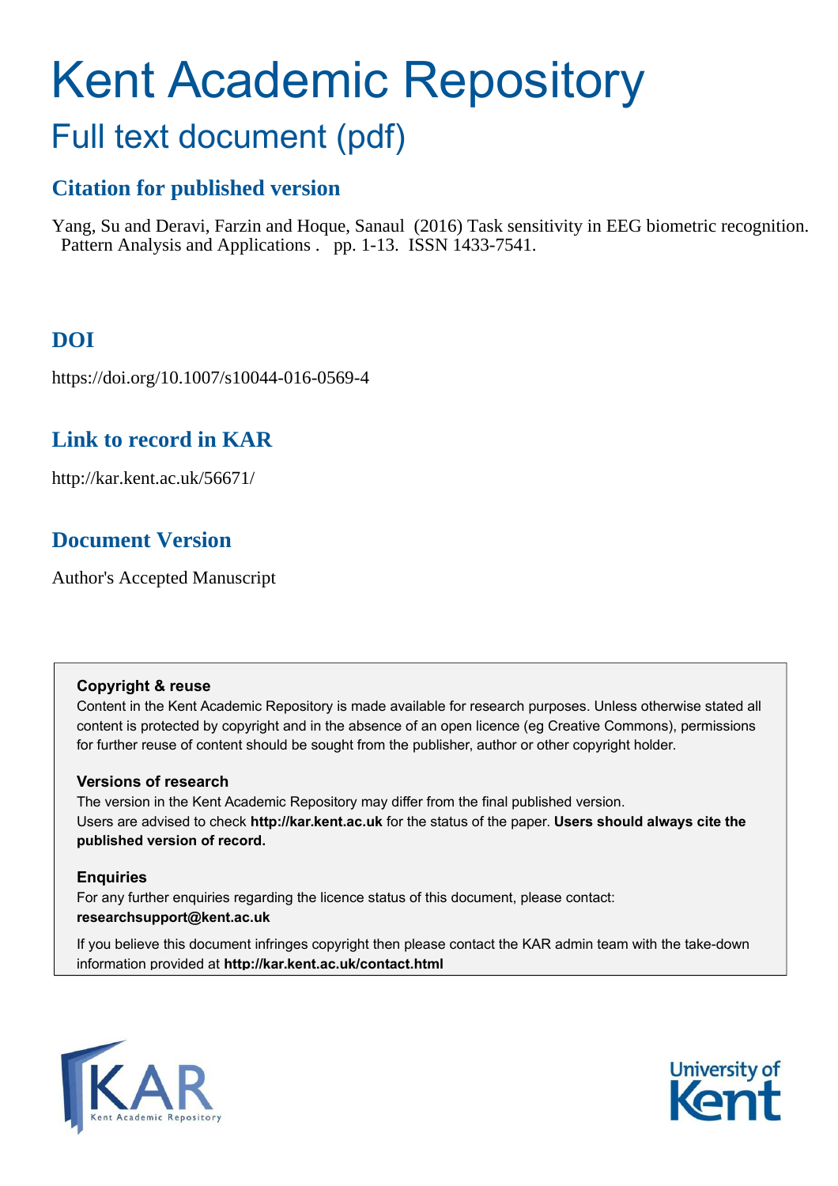# Kent Academic Repository

## Full text document (pdf)

### Citation for published version

Yang, Su and Deravi, Farzin and Hoque, Sanaul (2016) Task sensitivity in EEG biometric recognition. Pattern Analysis and Applications . pp. 1-13. ISSN 1433-7541.

### DOI

https://doi.org/10.1007/s10044-016-0569-4

### Link to record in KAR

http://kar.kent.ac.uk/56671/

### Document Version

Author's Accepted Manuscript

**Copyright & reuse**

Content in the Kent Academic Repository is made available for research purposes. Unless otherwise stated all content is protected by copyright and in the absence of an open licence (eg Creative Commons), permissions for further reuse of content should be sought from the publisher, author or other copyright holder.

**Versions of research**

The version in the Kent Academic Repository may differ from the final published version. Users are advised to check **http://kar.kent.ac.uk** for the status of the paper. **Users should always cite the published version of record.**

**Enquiries**

For any further enquiries regarding the licence status of this document, please contact: **researchsupport@kent.ac.uk**

If you believe this document infringes copyright then please contact the KAR admin team with the take-down information provided at **http://kar.kent.ac.uk/contact.html**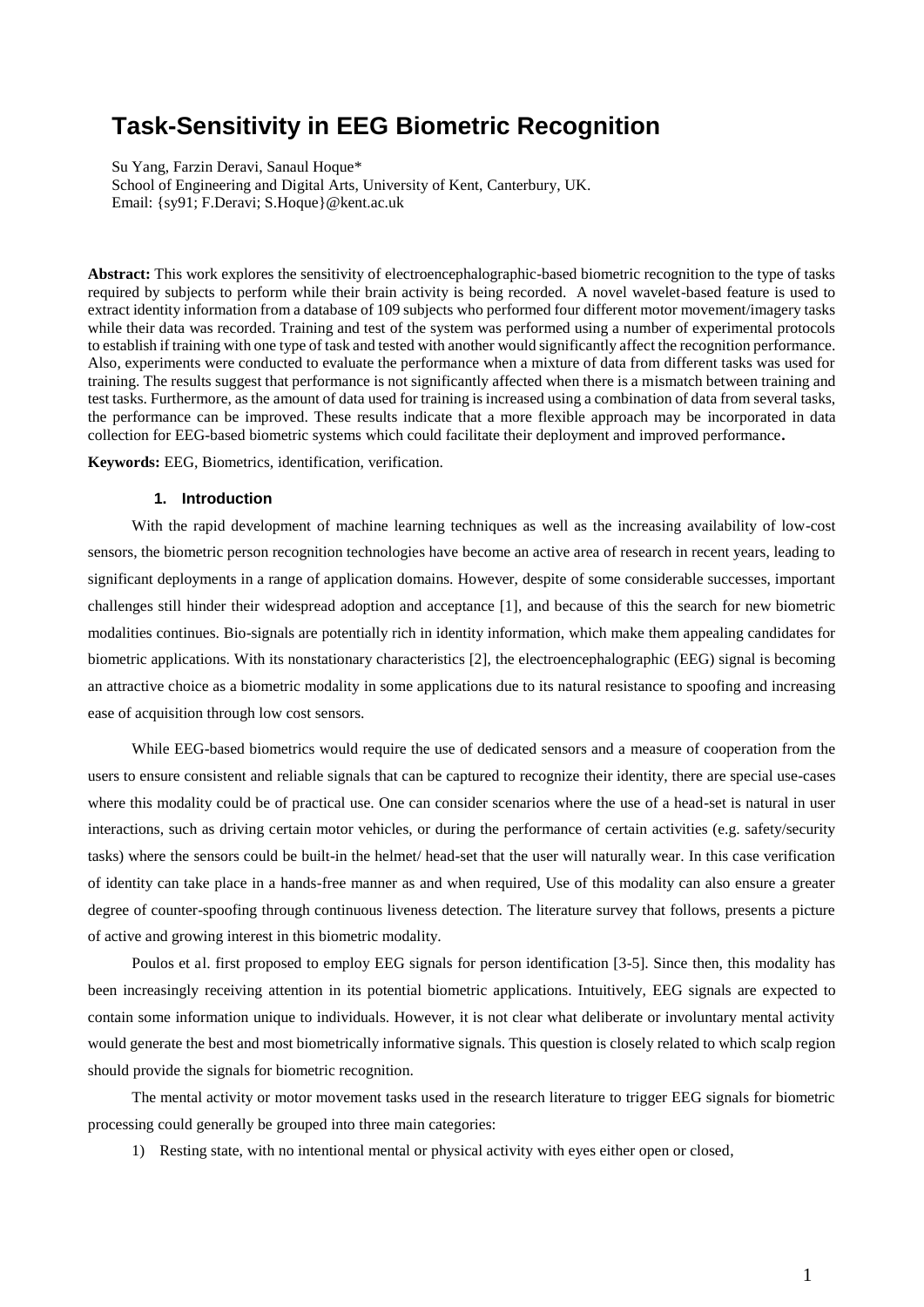// Page 2 of 21 (document bc4868aa5cec); OCR output follows.

# Task-Sensitivity in EEG Biometric Recognition

Su Yang, Farzin Deravi, Sanaul Hoque*
School of Engineering and Digital Arts, University of Kent, Canterbury, UK.
Email: {sy91; F.Deravi; S.Hoque}@kent.ac.uk

**Abstract:** This work explores the sensitivity of electroencephalographic-based biometric recognition to the type of tasks required by subjects to perform while their brain activity is being recorded. A novel wavelet-based feature is used to extract identity information from a database of 109 subjects who performed four different motor movement/imagery tasks while their data was recorded. Training and test of the system was performed using a number of experimental protocols to establish if training with one type of task and tested with another would significantly affect the recognition performance. Also, experiments were conducted to evaluate the performance when a mixture of data from different tasks was used for training. The results suggest that performance is not significantly affected when there is a mismatch between training and test tasks. Furthermore, as the amount of data used for training is increased using a combination of data from several tasks, the performance can be improved. These results indicate that a more flexible approach may be incorporated in data collection for EEG-based biometric systems which could facilitate their deployment and improved performance**.**

**Keywords:** EEG, Biometrics, identification, verification.

## 1. Introduction

With the rapid development of machine learning techniques as well as the increasing availability of low-cost sensors, the biometric person recognition technologies have become an active area of research in recent years, leading to significant deployments in a range of application domains. However, despite of some considerable successes, important challenges still hinder their widespread adoption and acceptance [1], and because of this the search for new biometric modalities continues. Bio-signals are potentially rich in identity information, which make them appealing candidates for biometric applications. With its nonstationary characteristics [2], the electroencephalographic (EEG) signal is becoming an attractive choice as a biometric modality in some applications due to its natural resistance to spoofing and increasing ease of acquisition through low cost sensors.

While EEG-based biometrics would require the use of dedicated sensors and a measure of cooperation from the users to ensure consistent and reliable signals that can be captured to recognize their identity, there are special use-cases where this modality could be of practical use. One can consider scenarios where the use of a head-set is natural in user interactions, such as driving certain motor vehicles, or during the performance of certain activities (e.g. safety/security tasks) where the sensors could be built-in the helmet/ head-set that the user will naturally wear. In this case verification of identity can take place in a hands-free manner as and when required, Use of this modality can also ensure a greater degree of counter-spoofing through continuous liveness detection. The literature survey that follows, presents a picture of active and growing interest in this biometric modality.

Poulos et al. first proposed to employ EEG signals for person identification [3-5]. Since then, this modality has been increasingly receiving attention in its potential biometric applications. Intuitively, EEG signals are expected to contain some information unique to individuals. However, it is not clear what deliberate or involuntary mental activity would generate the best and most biometrically informative signals. This question is closely related to which scalp region should provide the signals for biometric recognition.

The mental activity or motor movement tasks used in the research literature to trigger EEG signals for biometric processing could generally be grouped into three main categories:

1) Resting state, with no intentional mental or physical activity with eyes either open or closed,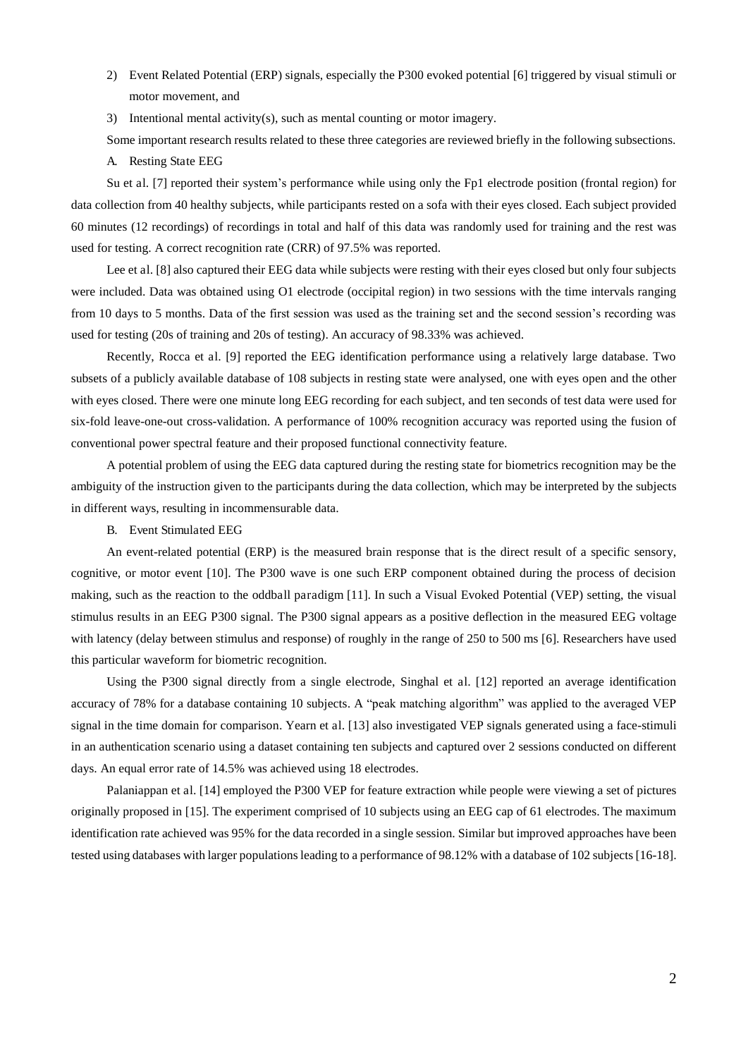2) Event Related Potential (ERP) signals, especially the P300 evoked potential [6] triggered by visual stimuli or motor movement, and

3) Intentional mental activity(s), such as mental counting or motor imagery.

Some important research results related to these three categories are reviewed briefly in the following subsections.

### A. Resting State EEG

Su et al. [7] reported their system's performance while using only the Fp1 electrode position (frontal region) for data collection from 40 healthy subjects, while participants rested on a sofa with their eyes closed. Each subject provided 60 minutes (12 recordings) of recordings in total and half of this data was randomly used for training and the rest was used for testing. A correct recognition rate (CRR) of 97.5% was reported.

Lee et al. [8] also captured their EEG data while subjects were resting with their eyes closed but only four subjects were included. Data was obtained using O1 electrode (occipital region) in two sessions with the time intervals ranging from 10 days to 5 months. Data of the first session was used as the training set and the second session's recording was used for testing (20s of training and 20s of testing). An accuracy of 98.33% was achieved.

Recently, Rocca et al. [9] reported the EEG identification performance using a relatively large database. Two subsets of a publicly available database of 108 subjects in resting state were analysed, one with eyes open and the other with eyes closed. There were one minute long EEG recording for each subject, and ten seconds of test data were used for six-fold leave-one-out cross-validation. A performance of 100% recognition accuracy was reported using the fusion of conventional power spectral feature and their proposed functional connectivity feature.

A potential problem of using the EEG data captured during the resting state for biometrics recognition may be the ambiguity of the instruction given to the participants during the data collection, which may be interpreted by the subjects in different ways, resulting in incommensurable data.

### B. Event Stimulated EEG

An event-related potential (ERP) is the measured brain response that is the direct result of a specific sensory, cognitive, or motor event [10]. The P300 wave is one such ERP component obtained during the process of decision making, such as the reaction to the oddball paradigm [11]. In such a Visual Evoked Potential (VEP) setting, the visual stimulus results in an EEG P300 signal. The P300 signal appears as a positive deflection in the measured EEG voltage with latency (delay between stimulus and response) of roughly in the range of 250 to 500 ms [6]. Researchers have used this particular waveform for biometric recognition.

Using the P300 signal directly from a single electrode, Singhal et al. [12] reported an average identification accuracy of 78% for a database containing 10 subjects. A "peak matching algorithm" was applied to the averaged VEP signal in the time domain for comparison. Yearn et al. [13] also investigated VEP signals generated using a face-stimuli in an authentication scenario using a dataset containing ten subjects and captured over 2 sessions conducted on different days. An equal error rate of 14.5% was achieved using 18 electrodes.

Palaniappan et al. [14] employed the P300 VEP for feature extraction while people were viewing a set of pictures originally proposed in [15]. The experiment comprised of 10 subjects using an EEG cap of 61 electrodes. The maximum identification rate achieved was 95% for the data recorded in a single session. Similar but improved approaches have been tested using databases with larger populations leading to a performance of 98.12% with a database of 102 subjects [16-18].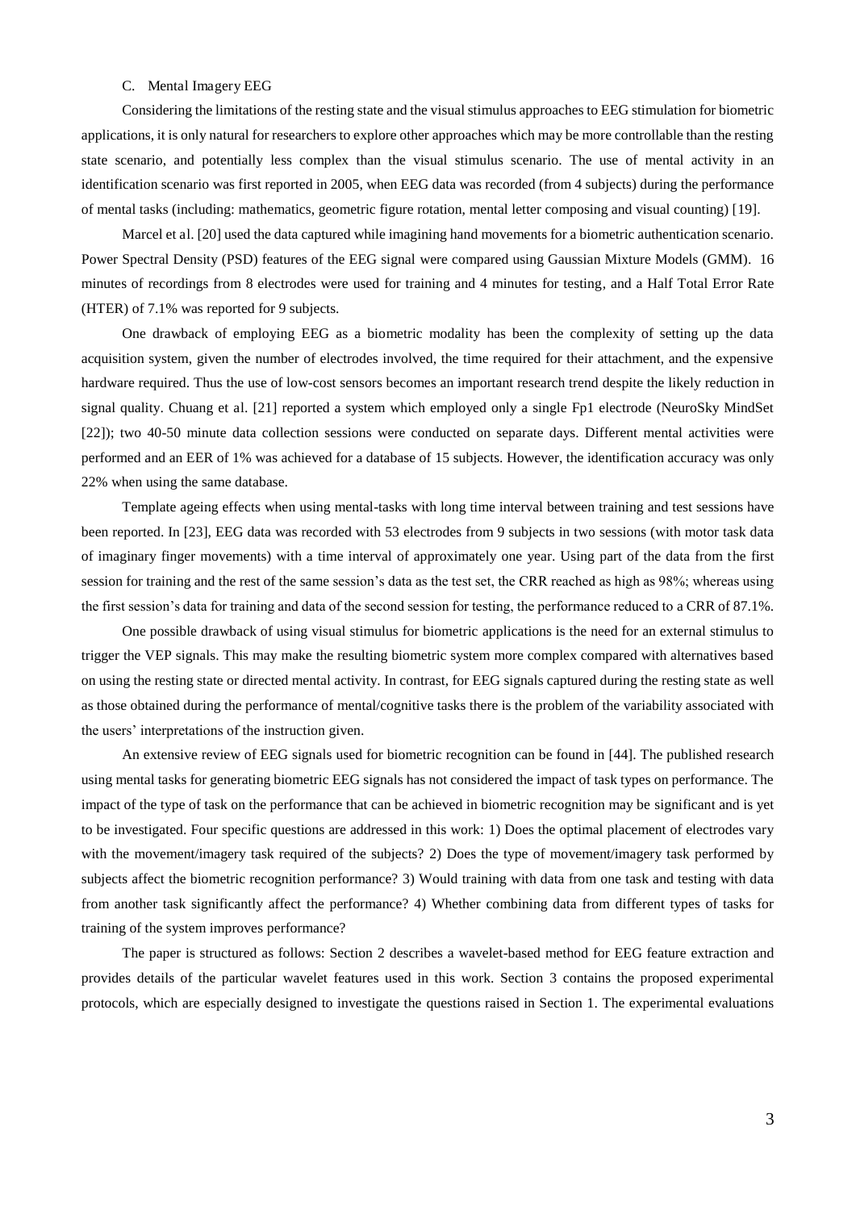### C. Mental Imagery EEG

Considering the limitations of the resting state and the visual stimulus approaches to EEG stimulation for biometric applications, it is only natural for researchers to explore other approaches which may be more controllable than the resting state scenario, and potentially less complex than the visual stimulus scenario. The use of mental activity in an identification scenario was first reported in 2005, when EEG data was recorded (from 4 subjects) during the performance of mental tasks (including: mathematics, geometric figure rotation, mental letter composing and visual counting) [19].

Marcel et al. [20] used the data captured while imagining hand movements for a biometric authentication scenario. Power Spectral Density (PSD) features of the EEG signal were compared using Gaussian Mixture Models (GMM). 16 minutes of recordings from 8 electrodes were used for training and 4 minutes for testing, and a Half Total Error Rate (HTER) of 7.1% was reported for 9 subjects.

One drawback of employing EEG as a biometric modality has been the complexity of setting up the data acquisition system, given the number of electrodes involved, the time required for their attachment, and the expensive hardware required. Thus the use of low-cost sensors becomes an important research trend despite the likely reduction in signal quality. Chuang et al. [21] reported a system which employed only a single Fp1 electrode (NeuroSky MindSet [22]); two 40-50 minute data collection sessions were conducted on separate days. Different mental activities were performed and an EER of 1% was achieved for a database of 15 subjects. However, the identification accuracy was only 22% when using the same database.

Template ageing effects when using mental-tasks with long time interval between training and test sessions have been reported. In [23], EEG data was recorded with 53 electrodes from 9 subjects in two sessions (with motor task data of imaginary finger movements) with a time interval of approximately one year. Using part of the data from the first session for training and the rest of the same session's data as the test set, the CRR reached as high as 98%; whereas using the first session's data for training and data of the second session for testing, the performance reduced to a CRR of 87.1%.

One possible drawback of using visual stimulus for biometric applications is the need for an external stimulus to trigger the VEP signals. This may make the resulting biometric system more complex compared with alternatives based on using the resting state or directed mental activity. In contrast, for EEG signals captured during the resting state as well as those obtained during the performance of mental/cognitive tasks there is the problem of the variability associated with the users' interpretations of the instruction given.

An extensive review of EEG signals used for biometric recognition can be found in [44]. The published research using mental tasks for generating biometric EEG signals has not considered the impact of task types on performance. The impact of the type of task on the performance that can be achieved in biometric recognition may be significant and is yet to be investigated. Four specific questions are addressed in this work: 1) Does the optimal placement of electrodes vary with the movement/imagery task required of the subjects? 2) Does the type of movement/imagery task performed by subjects affect the biometric recognition performance? 3) Would training with data from one task and testing with data from another task significantly affect the performance? 4) Whether combining data from different types of tasks for training of the system improves performance?

The paper is structured as follows: Section 2 describes a wavelet-based method for EEG feature extraction and provides details of the particular wavelet features used in this work. Section 3 contains the proposed experimental protocols, which are especially designed to investigate the questions raised in Section 1. The experimental evaluations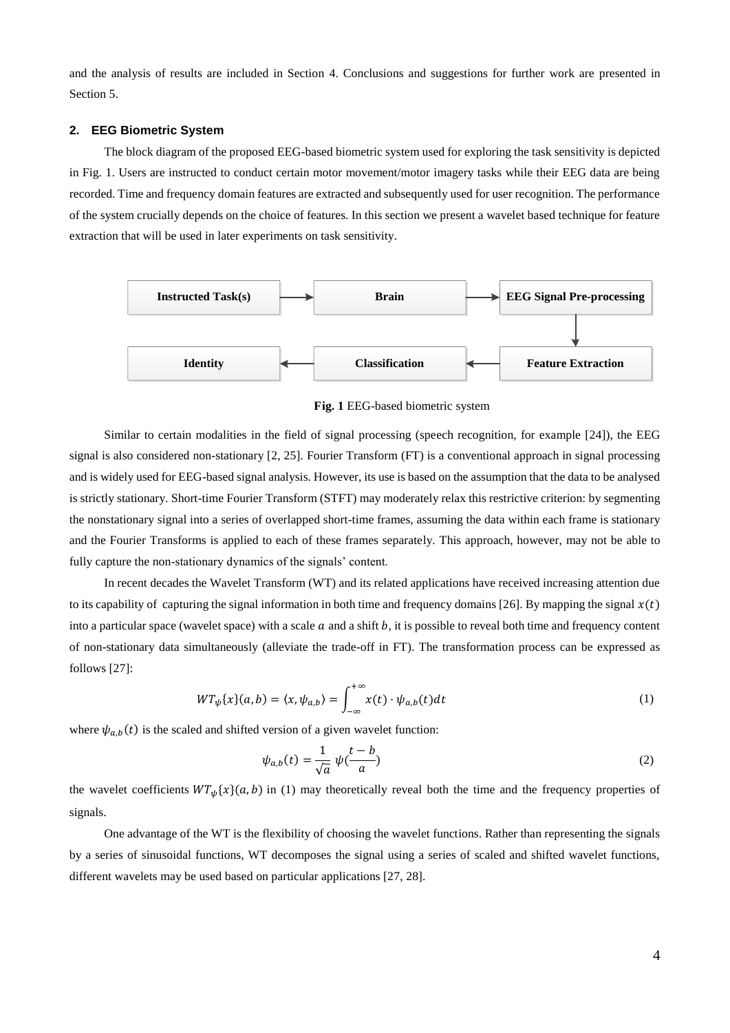and the analysis of results are included in Section 4. Conclusions and suggestions for further work are presented in Section 5.

## 2. EEG Biometric System

The block diagram of the proposed EEG-based biometric system used for exploring the task sensitivity is depicted in Fig. 1. Users are instructed to conduct certain motor movement/motor imagery tasks while their EEG data are being recorded. Time and frequency domain features are extracted and subsequently used for user recognition. The performance of the system crucially depends on the choice of features. In this section we present a wavelet based technique for feature extraction that will be used in later experiments on task sensitivity.

**Instructed Task(s)** → **Brain** → **EEG Signal Pre-processing** → **Feature Extraction** → **Classification** → **Identity**

**Fig. 1** EEG-based biometric system

Similar to certain modalities in the field of signal processing (speech recognition, for example [24]), the EEG signal is also considered non-stationary [2, 25]. Fourier Transform (FT) is a conventional approach in signal processing and is widely used for EEG-based signal analysis. However, its use is based on the assumption that the data to be analysed is strictly stationary. Short-time Fourier Transform (STFT) may moderately relax this restrictive criterion: by segmenting the nonstationary signal into a series of overlapped short-time frames, assuming the data within each frame is stationary and the Fourier Transforms is applied to each of these frames separately. This approach, however, may not be able to fully capture the non-stationary dynamics of the signals' content.

In recent decades the Wavelet Transform (WT) and its related applications have received increasing attention due to its capability of capturing the signal information in both time and frequency domains [26]. By mapping the signal $x(t)$ into a particular space (wavelet space) with a scale $a$ and a shift $b$, it is possible to reveal both time and frequency content of non-stationary data simultaneously (alleviate the trade-off in FT). The transformation process can be expressed as follows [27]:

$$WT_{\psi}\{x\}(a,b) = \langle x, \psi_{a,b} \rangle = \int_{-\infty}^{+\infty} x(t) \cdot \psi_{a,b}(t) dt \tag{1}$$

where $\psi_{a,b}(t)$ is the scaled and shifted version of a given wavelet function:

$$\psi_{a,b}(t) = \frac{1}{\sqrt{a}} \, \psi(\frac{t-b}{a}) \tag{2}$$

the wavelet coefficients $WT_{\psi}\{x\}(a,b)$ in (1) may theoretically reveal both the time and the frequency properties of signals.

One advantage of the WT is the flexibility of choosing the wavelet functions. Rather than representing the signals by a series of sinusoidal functions, WT decomposes the signal using a series of scaled and shifted wavelet functions, different wavelets may be used based on particular applications [27, 28].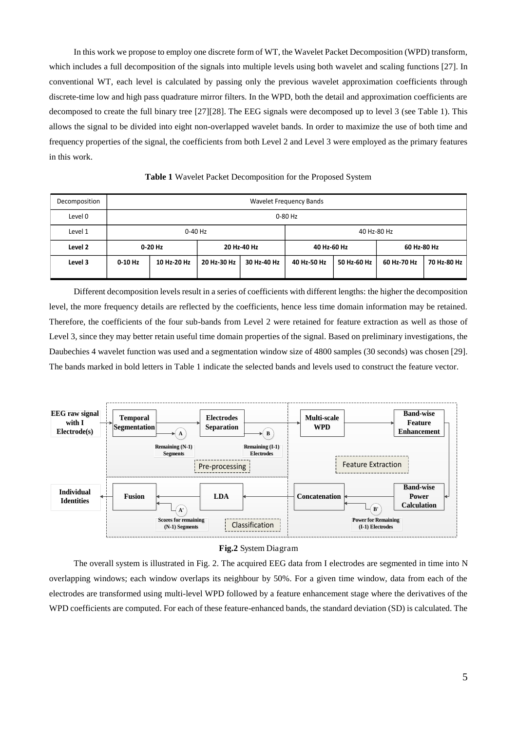In this work we propose to employ one discrete form of WT, the Wavelet Packet Decomposition (WPD) transform, which includes a full decomposition of the signals into multiple levels using both wavelet and scaling functions [27]. In conventional WT, each level is calculated by passing only the previous wavelet approximation coefficients through discrete-time low and high pass quadrature mirror filters. In the WPD, both the detail and approximation coefficients are decomposed to create the full binary tree [27][28]. The EEG signals were decomposed up to level 3 (see Table 1). This allows the signal to be divided into eight non-overlapped wavelet bands. In order to maximize the use of both time and frequency properties of the signal, the coefficients from both Level 2 and Level 3 were employed as the primary features in this work.

**Table 1** Wavelet Packet Decomposition for the Proposed System

| Decomposition | Wavelet Frequency Bands | | | | | | | |
|---|---|---|---|---|---|---|---|---|
| Level 0 | 0-80 Hz | | | | | | | |
| Level 1 | 0-40 Hz | | | | 40 Hz-80 Hz | | | |
| **Level 2** | **0-20 Hz** | | **20 Hz-40 Hz** | | **40 Hz-60 Hz** | | **60 Hz-80 Hz** | |
| **Level 3** | **0-10 Hz** | **10 Hz-20 Hz** | **20 Hz-30 Hz** | **30 Hz-40 Hz** | **40 Hz-50 Hz** | **50 Hz-60 Hz** | **60 Hz-70 Hz** | **70 Hz-80 Hz** |

Different decomposition levels result in a series of coefficients with different lengths: the higher the decomposition level, the more frequency details are reflected by the coefficients, hence less time domain information may be retained. Therefore, the coefficients of the four sub-bands from Level 2 were retained for feature extraction as well as those of Level 3, since they may better retain useful time domain properties of the signal. Based on preliminary investigations, the Daubechies 4 wavelet function was used and a segmentation window size of 4800 samples (30 seconds) was chosen [29]. The bands marked in bold letters in Table 1 indicate the selected bands and levels used to construct the feature vector.

**Fig.2** System Diagram

The overall system is illustrated in Fig. 2. The acquired EEG data from I electrodes are segmented in time into N overlapping windows; each window overlaps its neighbour by 50%. For a given time window, data from each of the electrodes are transformed using multi-level WPD followed by a feature enhancement stage where the derivatives of the WPD coefficients are computed. For each of these feature-enhanced bands, the standard deviation (SD) is calculated. The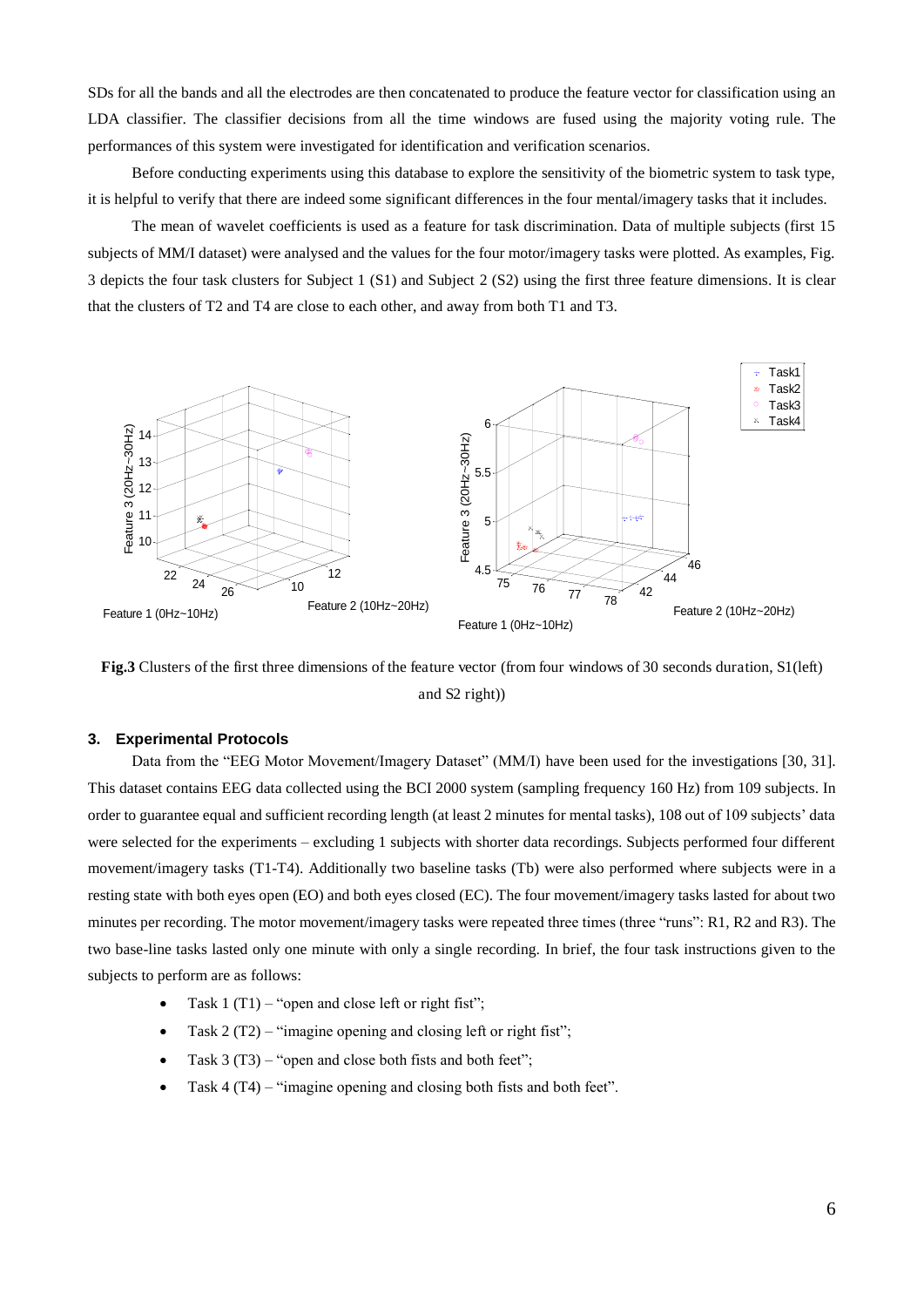SDs for all the bands and all the electrodes are then concatenated to produce the feature vector for classification using an LDA classifier. The classifier decisions from all the time windows are fused using the majority voting rule. The performances of this system were investigated for identification and verification scenarios.

Before conducting experiments using this database to explore the sensitivity of the biometric system to task type, it is helpful to verify that there are indeed some significant differences in the four mental/imagery tasks that it includes.

The mean of wavelet coefficients is used as a feature for task discrimination. Data of multiple subjects (first 15 subjects of MM/I dataset) were analysed and the values for the four motor/imagery tasks were plotted. As examples, Fig. 3 depicts the four task clusters for Subject 1 (S1) and Subject 2 (S2) using the first three feature dimensions. It is clear that the clusters of T2 and T4 are close to each other, and away from both T1 and T3.

**Fig.3** Clusters of the first three dimensions of the feature vector (from four windows of 30 seconds duration, S1(left) and S2 right))

## 3. Experimental Protocols

Data from the "EEG Motor Movement/Imagery Dataset" (MM/I) have been used for the investigations [30, 31]. This dataset contains EEG data collected using the BCI 2000 system (sampling frequency 160 Hz) from 109 subjects. In order to guarantee equal and sufficient recording length (at least 2 minutes for mental tasks), 108 out of 109 subjects' data were selected for the experiments – excluding 1 subjects with shorter data recordings. Subjects performed four different movement/imagery tasks (T1-T4). Additionally two baseline tasks (Tb) were also performed where subjects were in a resting state with both eyes open (EO) and both eyes closed (EC). The four movement/imagery tasks lasted for about two minutes per recording. The motor movement/imagery tasks were repeated three times (three "runs": R1, R2 and R3). The two base-line tasks lasted only one minute with only a single recording. In brief, the four task instructions given to the subjects to perform are as follows:

- Task 1 (T1) – "open and close left or right fist";
- Task 2 (T2) – "imagine opening and closing left or right fist";
- Task 3 (T3) – "open and close both fists and both feet";
- Task 4 (T4) – "imagine opening and closing both fists and both feet".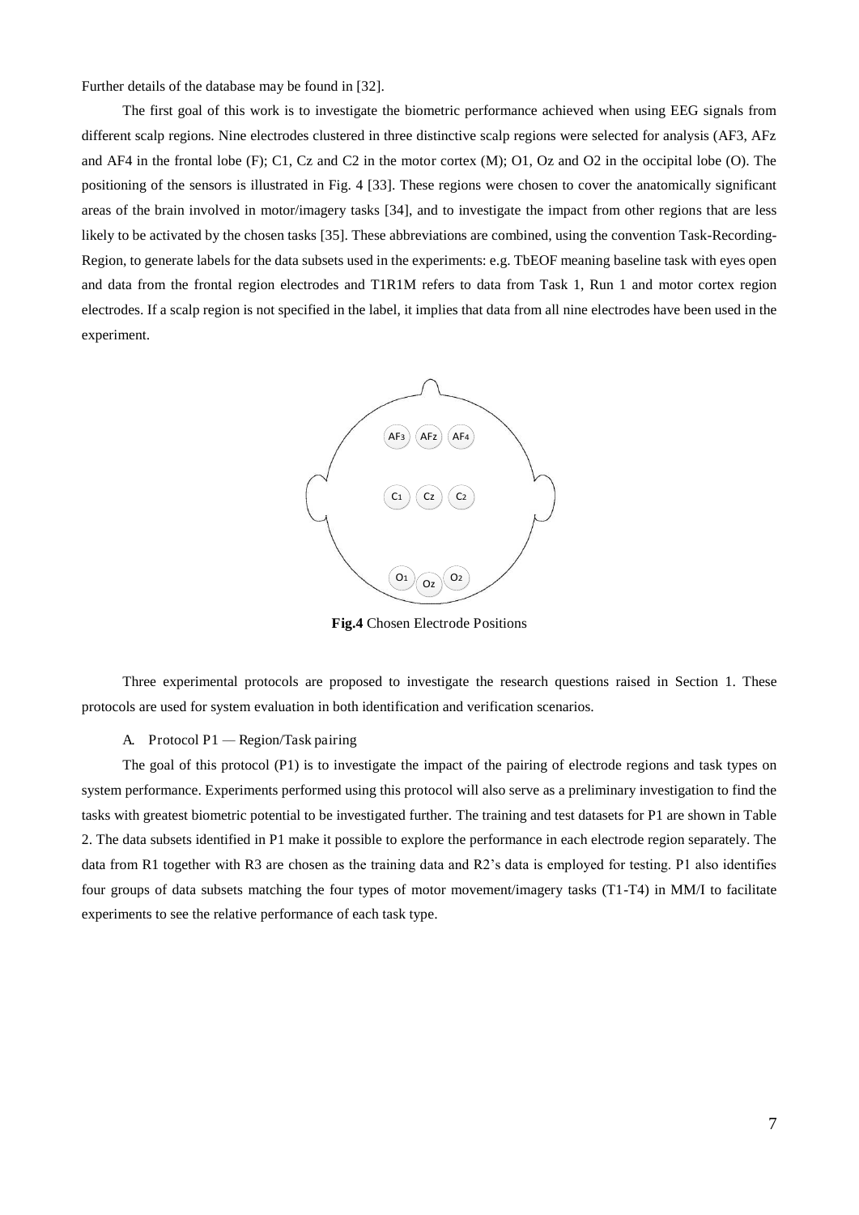Further details of the database may be found in [32].

The first goal of this work is to investigate the biometric performance achieved when using EEG signals from different scalp regions. Nine electrodes clustered in three distinctive scalp regions were selected for analysis (AF3, AFz and AF4 in the frontal lobe (F); C1, Cz and C2 in the motor cortex (M); O1, Oz and O2 in the occipital lobe (O). The positioning of the sensors is illustrated in Fig. 4 [33]. These regions were chosen to cover the anatomically significant areas of the brain involved in motor/imagery tasks [34], and to investigate the impact from other regions that are less likely to be activated by the chosen tasks [35]. These abbreviations are combined, using the convention Task-Recording-Region, to generate labels for the data subsets used in the experiments: e.g. TbEOF meaning baseline task with eyes open and data from the frontal region electrodes and T1R1M refers to data from Task 1, Run 1 and motor cortex region electrodes. If a scalp region is not specified in the label, it implies that data from all nine electrodes have been used in the experiment.

**Fig.4** Chosen Electrode Positions

Three experimental protocols are proposed to investigate the research questions raised in Section 1. These protocols are used for system evaluation in both identification and verification scenarios.

### A. Protocol P1 — Region/Task pairing

The goal of this protocol (P1) is to investigate the impact of the pairing of electrode regions and task types on system performance. Experiments performed using this protocol will also serve as a preliminary investigation to find the tasks with greatest biometric potential to be investigated further. The training and test datasets for P1 are shown in Table 2. The data subsets identified in P1 make it possible to explore the performance in each electrode region separately. The data from R1 together with R3 are chosen as the training data and R2's data is employed for testing. P1 also identifies four groups of data subsets matching the four types of motor movement/imagery tasks (T1-T4) in MM/I to facilitate experiments to see the relative performance of each task type.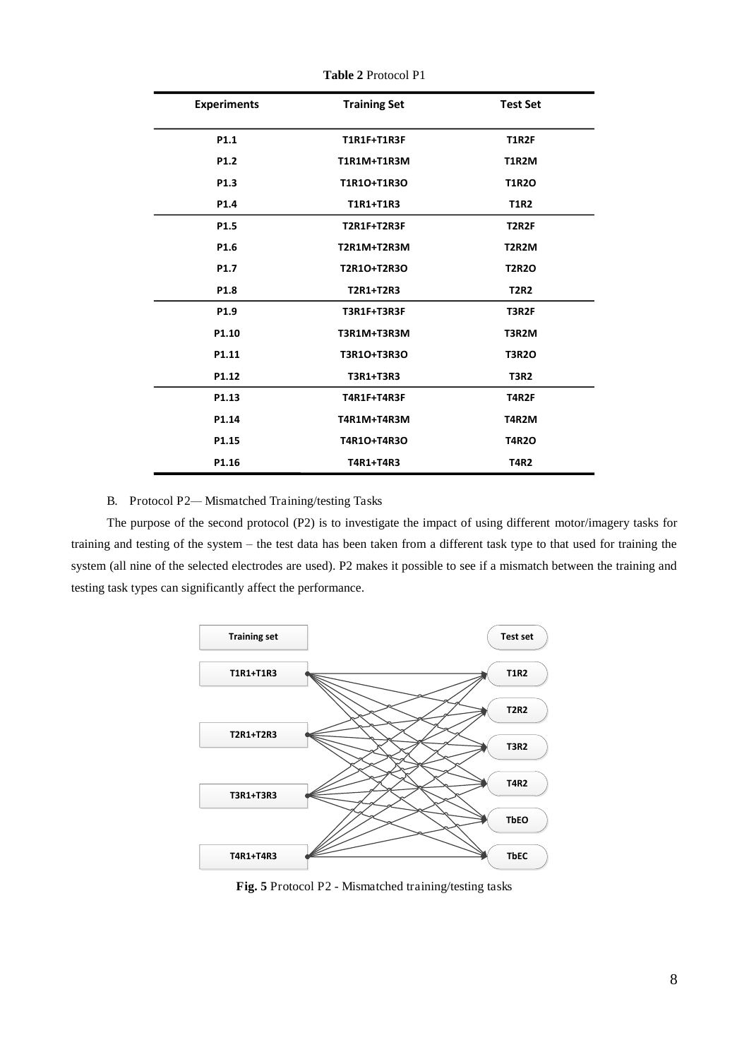**Table 2** Protocol P1

| Experiments | Training Set | Test Set |
|---|---|---|
| P1.1 | T1R1F+T1R3F | T1R2F |
| P1.2 | T1R1M+T1R3M | T1R2M |
| P1.3 | T1R1O+T1R3O | T1R2O |
| P1.4 | T1R1+T1R3 | T1R2 |
| P1.5 | T2R1F+T2R3F | T2R2F |
| P1.6 | T2R1M+T2R3M | T2R2M |
| P1.7 | T2R1O+T2R3O | T2R2O |
| P1.8 | T2R1+T2R3 | T2R2 |
| P1.9 | T3R1F+T3R3F | T3R2F |
| P1.10 | T3R1M+T3R3M | T3R2M |
| P1.11 | T3R1O+T3R3O | T3R2O |
| P1.12 | T3R1+T3R3 | T3R2 |
| P1.13 | T4R1F+T4R3F | T4R2F |
| P1.14 | T4R1M+T4R3M | T4R2M |
| P1.15 | T4R1O+T4R3O | T4R2O |
| P1.16 | T4R1+T4R3 | T4R2 |

B. Protocol P2— Mismatched Training/testing Tasks

The purpose of the second protocol (P2) is to investigate the impact of using different motor/imagery tasks for training and testing of the system – the test data has been taken from a different task type to that used for training the system (all nine of the selected electrodes are used). P2 makes it possible to see if a mismatch between the training and testing task types can significantly affect the performance.

**Fig. 5** Protocol P2 - Mismatched training/testing tasks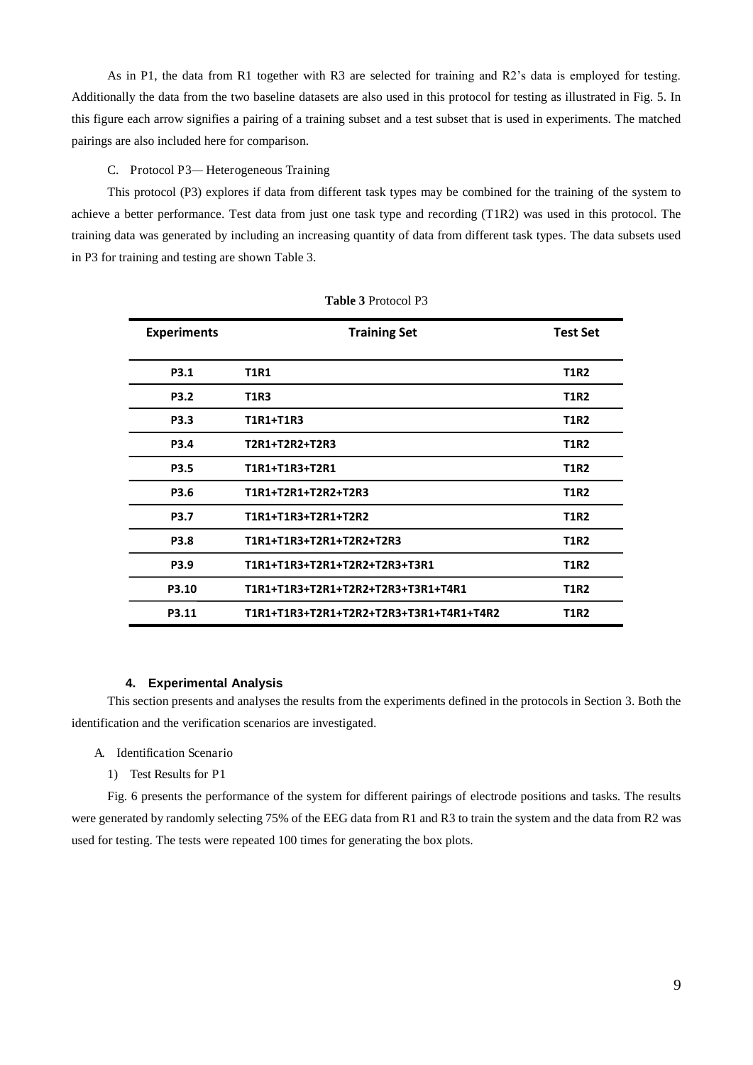As in P1, the data from R1 together with R3 are selected for training and R2's data is employed for testing. Additionally the data from the two baseline datasets are also used in this protocol for testing as illustrated in Fig. 5. In this figure each arrow signifies a pairing of a training subset and a test subset that is used in experiments. The matched pairings are also included here for comparison.

C. Protocol P3— Heterogeneous Training

This protocol (P3) explores if data from different task types may be combined for the training of the system to achieve a better performance. Test data from just one task type and recording (T1R2) was used in this protocol. The training data was generated by including an increasing quantity of data from different task types. The data subsets used in P3 for training and testing are shown Table 3.

**Table 3** Protocol P3

| Experiments | Training Set | Test Set |
|---|---|---|
| P3.1 | T1R1 | T1R2 |
| P3.2 | T1R3 | T1R2 |
| P3.3 | T1R1+T1R3 | T1R2 |
| P3.4 | T2R1+T2R2+T2R3 | T1R2 |
| P3.5 | T1R1+T1R3+T2R1 | T1R2 |
| P3.6 | T1R1+T2R1+T2R2+T2R3 | T1R2 |
| P3.7 | T1R1+T1R3+T2R1+T2R2 | T1R2 |
| P3.8 | T1R1+T1R3+T2R1+T2R2+T2R3 | T1R2 |
| P3.9 | T1R1+T1R3+T2R1+T2R2+T2R3+T3R1 | T1R2 |
| P3.10 | T1R1+T1R3+T2R1+T2R2+T2R3+T3R1+T4R1 | T1R2 |
| P3.11 | T1R1+T1R3+T2R1+T2R2+T2R3+T3R1+T4R1+T4R2 | T1R2 |

## 4. Experimental Analysis

This section presents and analyses the results from the experiments defined in the protocols in Section 3. Both the identification and the verification scenarios are investigated.

A. Identification Scenario

1) Test Results for P1

Fig. 6 presents the performance of the system for different pairings of electrode positions and tasks. The results were generated by randomly selecting 75% of the EEG data from R1 and R3 to train the system and the data from R2 was used for testing. The tests were repeated 100 times for generating the box plots.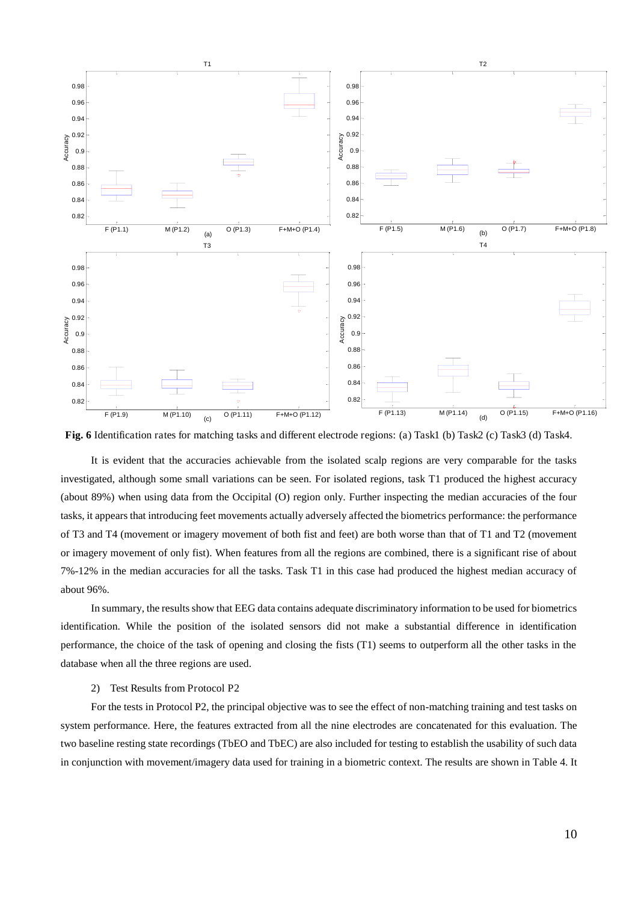**Fig. 6** Identification rates for matching tasks and different electrode regions: (a) Task1 (b) Task2 (c) Task3 (d) Task4.

It is evident that the accuracies achievable from the isolated scalp regions are very comparable for the tasks investigated, although some small variations can be seen. For isolated regions, task T1 produced the highest accuracy (about 89%) when using data from the Occipital (O) region only. Further inspecting the median accuracies of the four tasks, it appears that introducing feet movements actually adversely affected the biometrics performance: the performance of T3 and T4 (movement or imagery movement of both fist and feet) are both worse than that of T1 and T2 (movement or imagery movement of only fist). When features from all the regions are combined, there is a significant rise of about 7%-12% in the median accuracies for all the tasks. Task T1 in this case had produced the highest median accuracy of about 96%.

In summary, the results show that EEG data contains adequate discriminatory information to be used for biometrics identification. While the position of the isolated sensors did not make a substantial difference in identification performance, the choice of the task of opening and closing the fists (T1) seems to outperform all the other tasks in the database when all the three regions are used.

2) Test Results from Protocol P2

For the tests in Protocol P2, the principal objective was to see the effect of non-matching training and test tasks on system performance. Here, the features extracted from all the nine electrodes are concatenated for this evaluation. The two baseline resting state recordings (TbEO and TbEC) are also included for testing to establish the usability of such data in conjunction with movement/imagery data used for training in a biometric context. The results are shown in Table 4. It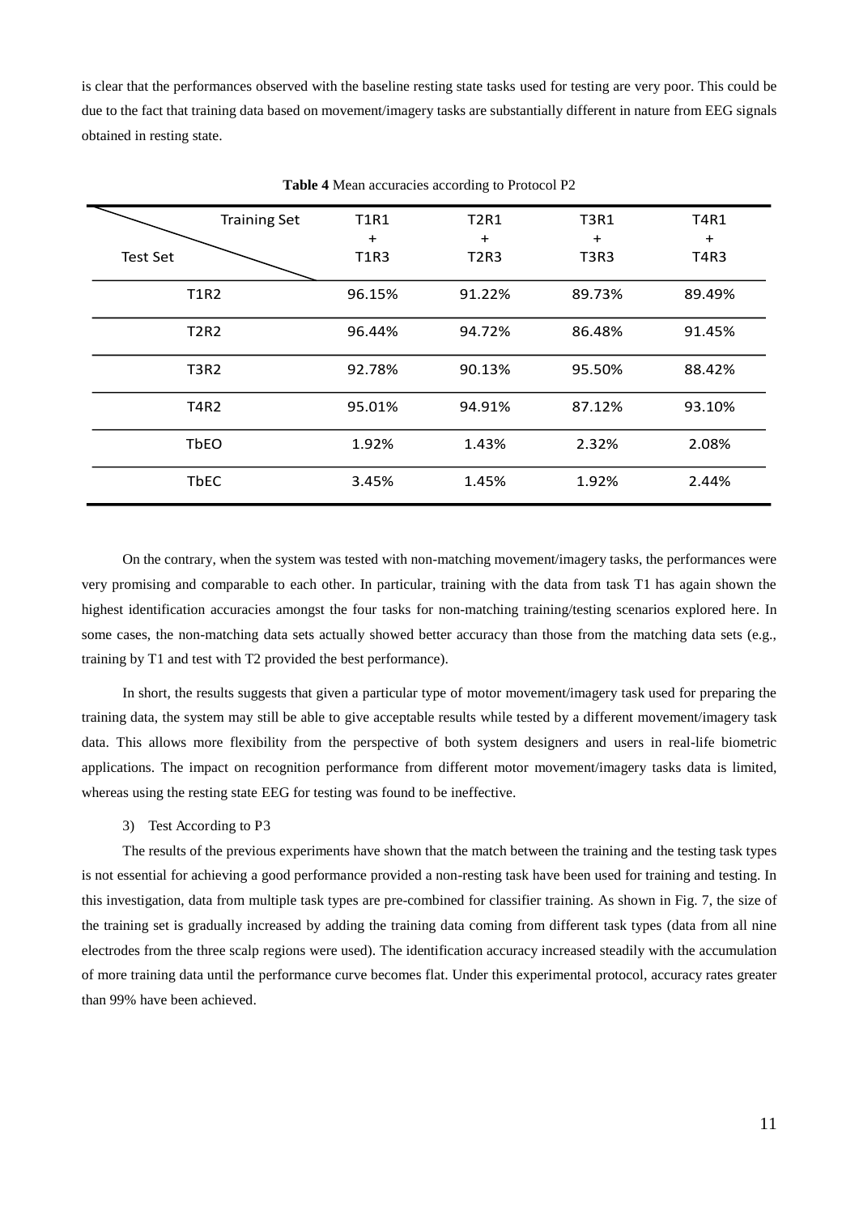is clear that the performances observed with the baseline resting state tasks used for testing are very poor. This could be due to the fact that training data based on movement/imagery tasks are substantially different in nature from EEG signals obtained in resting state.

**Table 4** Mean accuracies according to Protocol P2

| Test Set \ Training Set | T1R1 + T1R3 | T2R1 + T2R3 | T3R1 + T3R3 | T4R1 + T4R3 |
|---|---|---|---|---|
| T1R2 | 96.15% | 91.22% | 89.73% | 89.49% |
| T2R2 | 96.44% | 94.72% | 86.48% | 91.45% |
| T3R2 | 92.78% | 90.13% | 95.50% | 88.42% |
| T4R2 | 95.01% | 94.91% | 87.12% | 93.10% |
| TbEO | 1.92% | 1.43% | 2.32% | 2.08% |
| TbEC | 3.45% | 1.45% | 1.92% | 2.44% |

On the contrary, when the system was tested with non-matching movement/imagery tasks, the performances were very promising and comparable to each other. In particular, training with the data from task T1 has again shown the highest identification accuracies amongst the four tasks for non-matching training/testing scenarios explored here. In some cases, the non-matching data sets actually showed better accuracy than those from the matching data sets (e.g., training by T1 and test with T2 provided the best performance).

In short, the results suggests that given a particular type of motor movement/imagery task used for preparing the training data, the system may still be able to give acceptable results while tested by a different movement/imagery task data. This allows more flexibility from the perspective of both system designers and users in real-life biometric applications. The impact on recognition performance from different motor movement/imagery tasks data is limited, whereas using the resting state EEG for testing was found to be ineffective.

3) Test According to P3

The results of the previous experiments have shown that the match between the training and the testing task types is not essential for achieving a good performance provided a non-resting task have been used for training and testing. In this investigation, data from multiple task types are pre-combined for classifier training. As shown in Fig. 7, the size of the training set is gradually increased by adding the training data coming from different task types (data from all nine electrodes from the three scalp regions were used). The identification accuracy increased steadily with the accumulation of more training data until the performance curve becomes flat. Under this experimental protocol, accuracy rates greater than 99% have been achieved.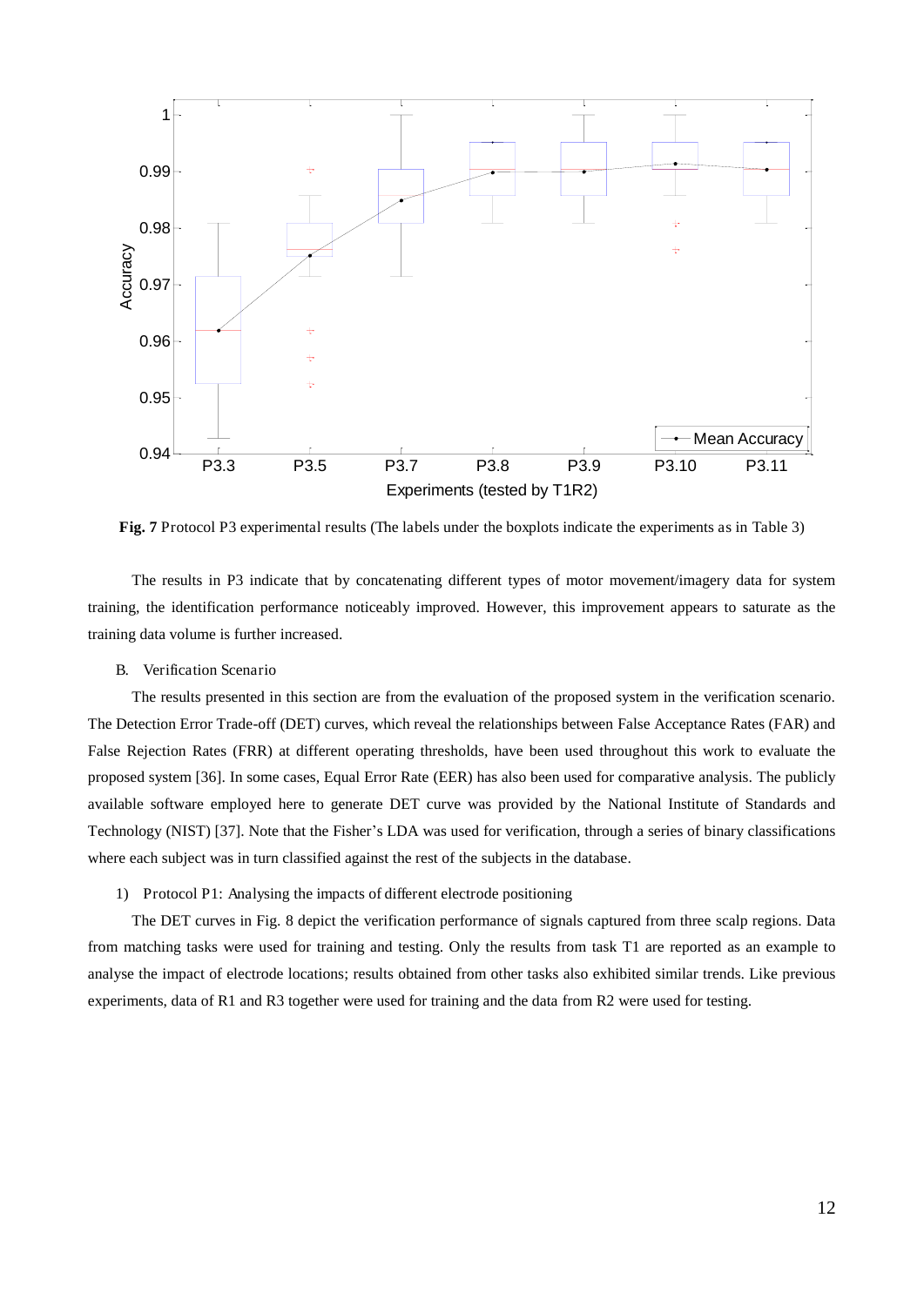**Fig. 7** Protocol P3 experimental results (The labels under the boxplots indicate the experiments as in Table 3)

The results in P3 indicate that by concatenating different types of motor movement/imagery data for system training, the identification performance noticeably improved. However, this improvement appears to saturate as the training data volume is further increased.

### B. Verification Scenario

The results presented in this section are from the evaluation of the proposed system in the verification scenario. The Detection Error Trade-off (DET) curves, which reveal the relationships between False Acceptance Rates (FAR) and False Rejection Rates (FRR) at different operating thresholds, have been used throughout this work to evaluate the proposed system [36]. In some cases, Equal Error Rate (EER) has also been used for comparative analysis. The publicly available software employed here to generate DET curve was provided by the National Institute of Standards and Technology (NIST) [37]. Note that the Fisher's LDA was used for verification, through a series of binary classifications where each subject was in turn classified against the rest of the subjects in the database.

#### 1) Protocol P1: Analysing the impacts of different electrode positioning

The DET curves in Fig. 8 depict the verification performance of signals captured from three scalp regions. Data from matching tasks were used for training and testing. Only the results from task T1 are reported as an example to analyse the impact of electrode locations; results obtained from other tasks also exhibited similar trends. Like previous experiments, data of R1 and R3 together were used for training and the data from R2 were used for testing.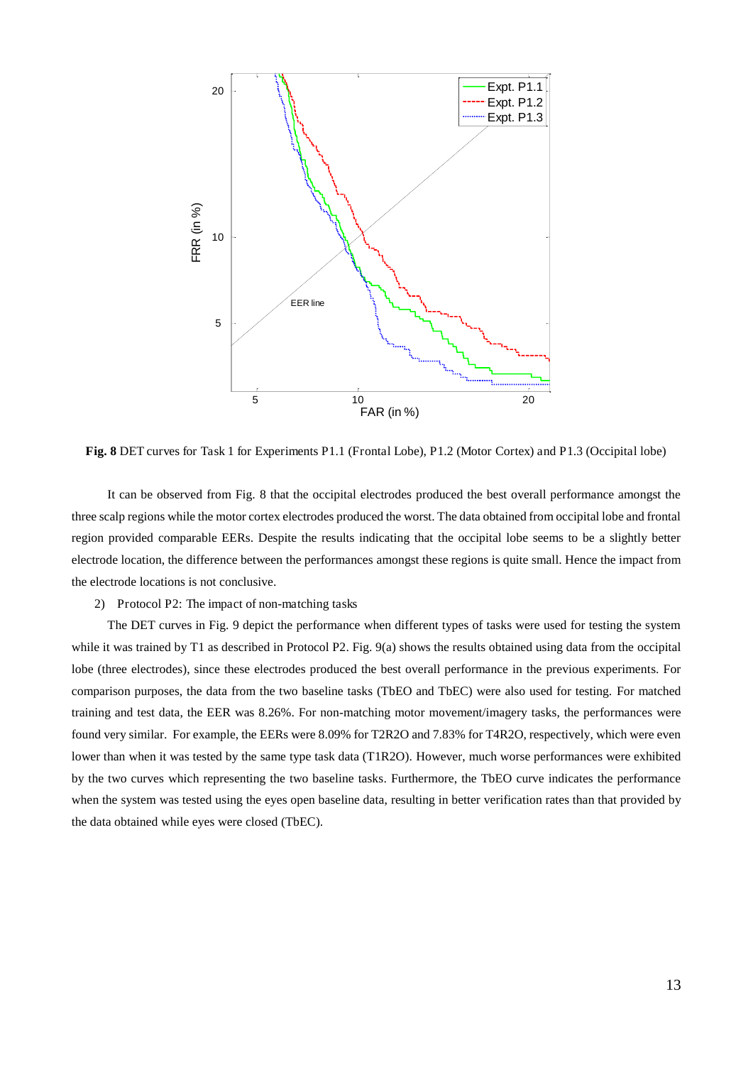**Fig. 8** DET curves for Task 1 for Experiments P1.1 (Frontal Lobe), P1.2 (Motor Cortex) and P1.3 (Occipital lobe)

It can be observed from Fig. 8 that the occipital electrodes produced the best overall performance amongst the three scalp regions while the motor cortex electrodes produced the worst. The data obtained from occipital lobe and frontal region provided comparable EERs. Despite the results indicating that the occipital lobe seems to be a slightly better electrode location, the difference between the performances amongst these regions is quite small. Hence the impact from the electrode locations is not conclusive.

2) Protocol P2: The impact of non-matching tasks

The DET curves in Fig. 9 depict the performance when different types of tasks were used for testing the system while it was trained by T1 as described in Protocol P2. Fig. 9(a) shows the results obtained using data from the occipital lobe (three electrodes), since these electrodes produced the best overall performance in the previous experiments. For comparison purposes, the data from the two baseline tasks (TbEO and TbEC) were also used for testing. For matched training and test data, the EER was 8.26%. For non-matching motor movement/imagery tasks, the performances were found very similar. For example, the EERs were 8.09% for T2R2O and 7.83% for T4R2O, respectively, which were even lower than when it was tested by the same type task data (T1R2O). However, much worse performances were exhibited by the two curves which representing the two baseline tasks. Furthermore, the TbEO curve indicates the performance when the system was tested using the eyes open baseline data, resulting in better verification rates than that provided by the data obtained while eyes were closed (TbEC).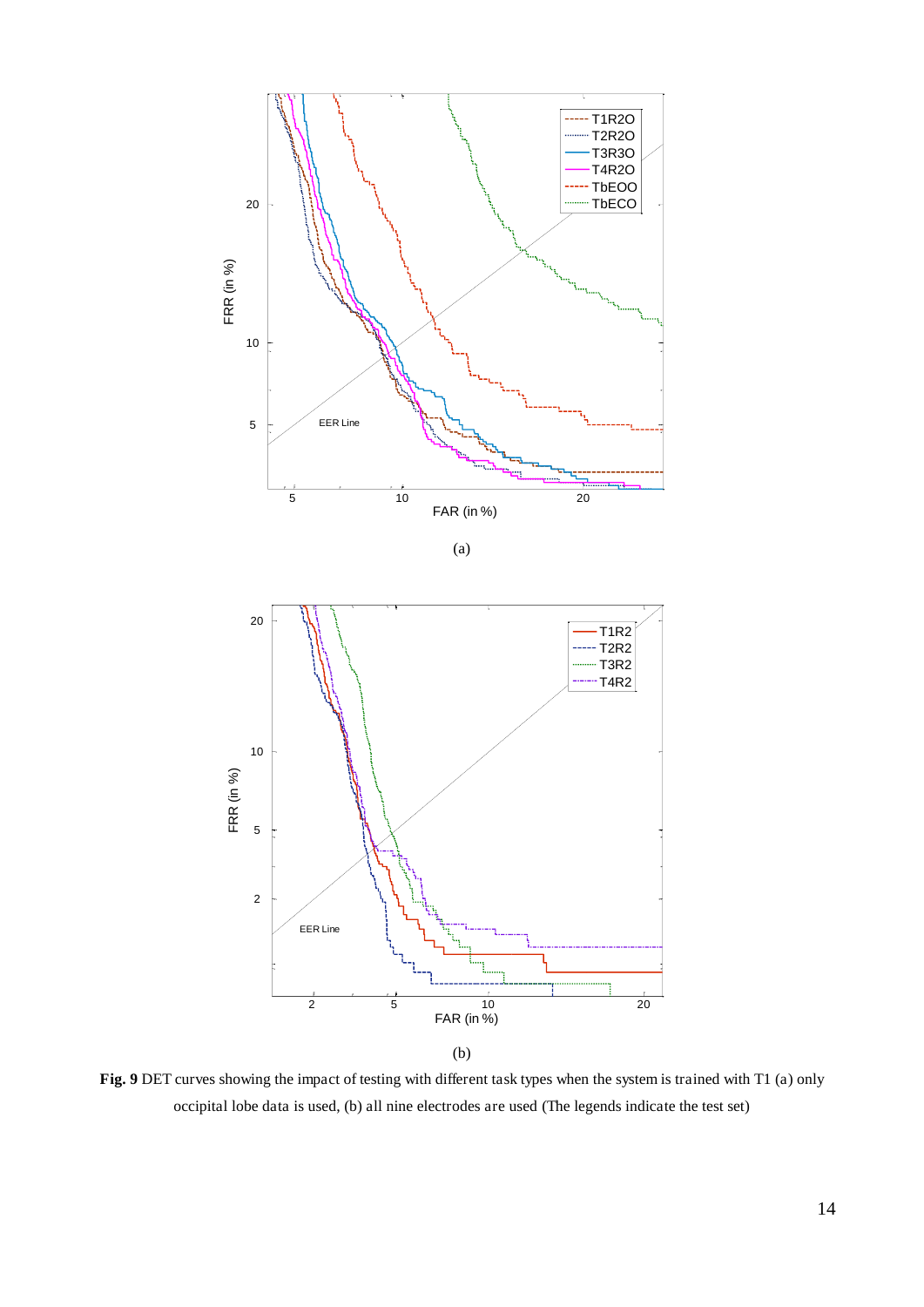(a)

(b)

**Fig. 9** DET curves showing the impact of testing with different task types when the system is trained with T1 (a) only occipital lobe data is used, (b) all nine electrodes are used (The legends indicate the test set)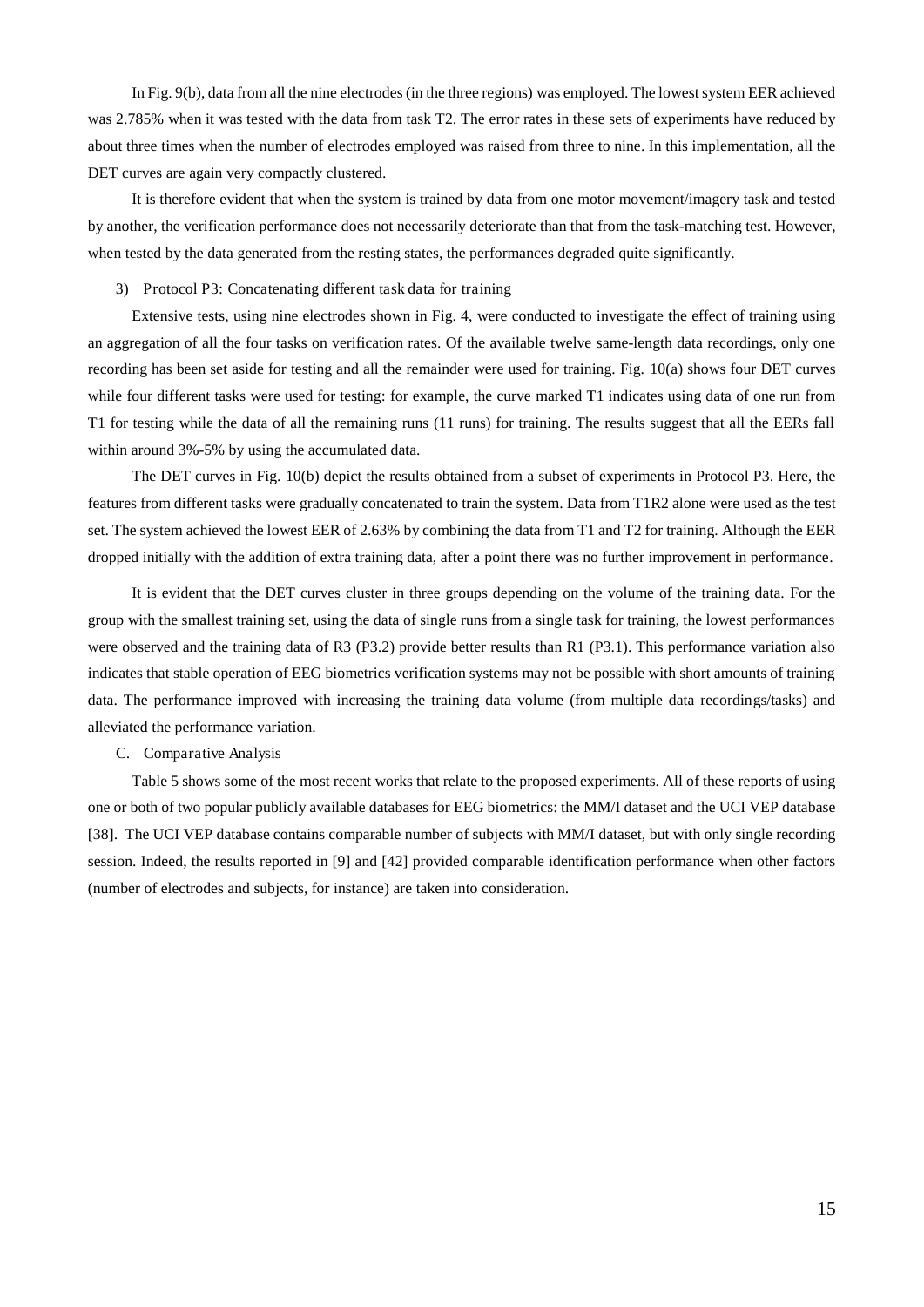In Fig. 9(b), data from all the nine electrodes (in the three regions) was employed. The lowest system EER achieved was 2.785% when it was tested with the data from task T2. The error rates in these sets of experiments have reduced by about three times when the number of electrodes employed was raised from three to nine. In this implementation, all the DET curves are again very compactly clustered.

It is therefore evident that when the system is trained by data from one motor movement/imagery task and tested by another, the verification performance does not necessarily deteriorate than that from the task-matching test. However, when tested by the data generated from the resting states, the performances degraded quite significantly.

### 3) Protocol P3: Concatenating different task data for training

Extensive tests, using nine electrodes shown in Fig. 4, were conducted to investigate the effect of training using an aggregation of all the four tasks on verification rates. Of the available twelve same-length data recordings, only one recording has been set aside for testing and all the remainder were used for training. Fig. 10(a) shows four DET curves while four different tasks were used for testing: for example, the curve marked T1 indicates using data of one run from T1 for testing while the data of all the remaining runs (11 runs) for training. The results suggest that all the EERs fall within around 3%-5% by using the accumulated data.

The DET curves in Fig. 10(b) depict the results obtained from a subset of experiments in Protocol P3. Here, the features from different tasks were gradually concatenated to train the system. Data from T1R2 alone were used as the test set. The system achieved the lowest EER of 2.63% by combining the data from T1 and T2 for training. Although the EER dropped initially with the addition of extra training data, after a point there was no further improvement in performance.

It is evident that the DET curves cluster in three groups depending on the volume of the training data. For the group with the smallest training set, using the data of single runs from a single task for training, the lowest performances were observed and the training data of R3 (P3.2) provide better results than R1 (P3.1). This performance variation also indicates that stable operation of EEG biometrics verification systems may not be possible with short amounts of training data. The performance improved with increasing the training data volume (from multiple data recordings/tasks) and alleviated the performance variation.

## C. Comparative Analysis

Table 5 shows some of the most recent works that relate to the proposed experiments. All of these reports of using one or both of two popular publicly available databases for EEG biometrics: the MM/I dataset and the UCI VEP database [38]. The UCI VEP database contains comparable number of subjects with MM/I dataset, but with only single recording session. Indeed, the results reported in [9] and [42] provided comparable identification performance when other factors (number of electrodes and subjects, for instance) are taken into consideration.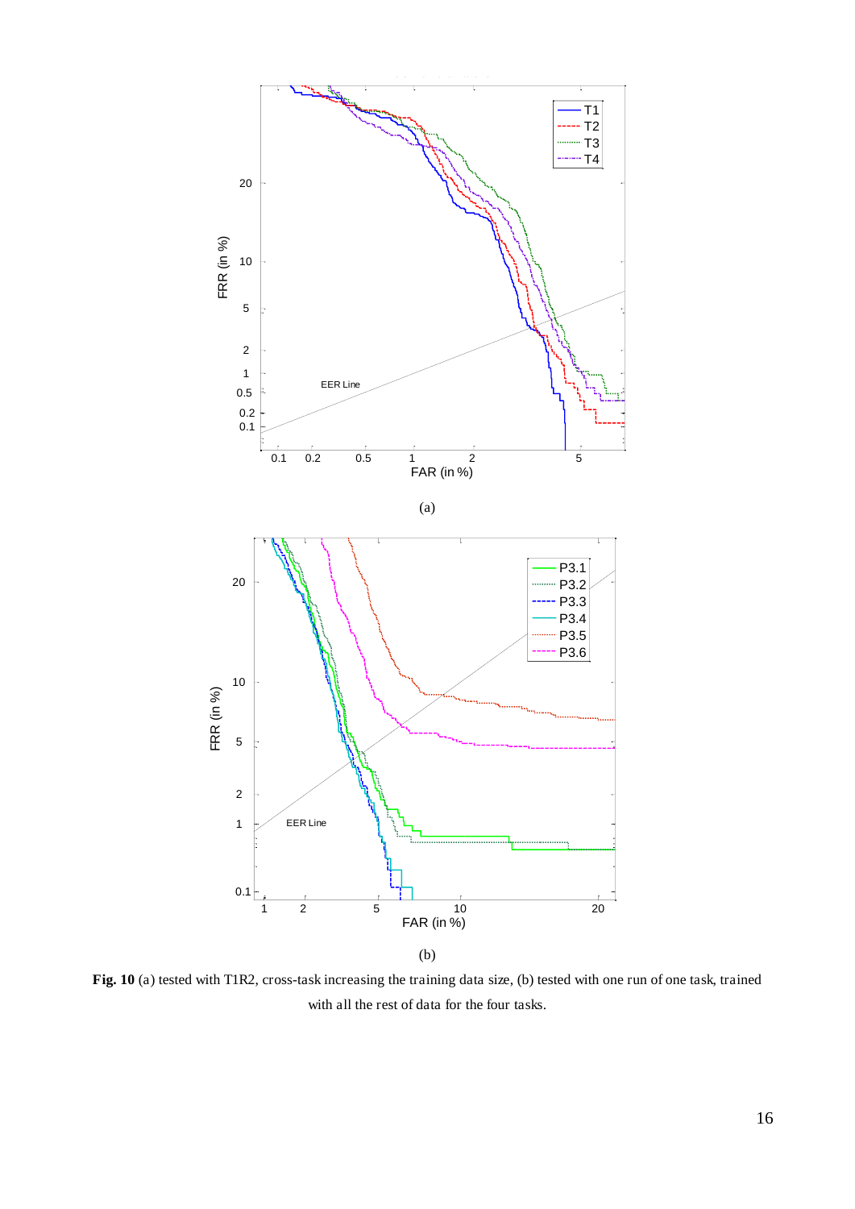(a)

(b)

**Fig. 10** (a) tested with T1R2, cross-task increasing the training data size, (b) tested with one run of one task, trained with all the rest of data for the four tasks.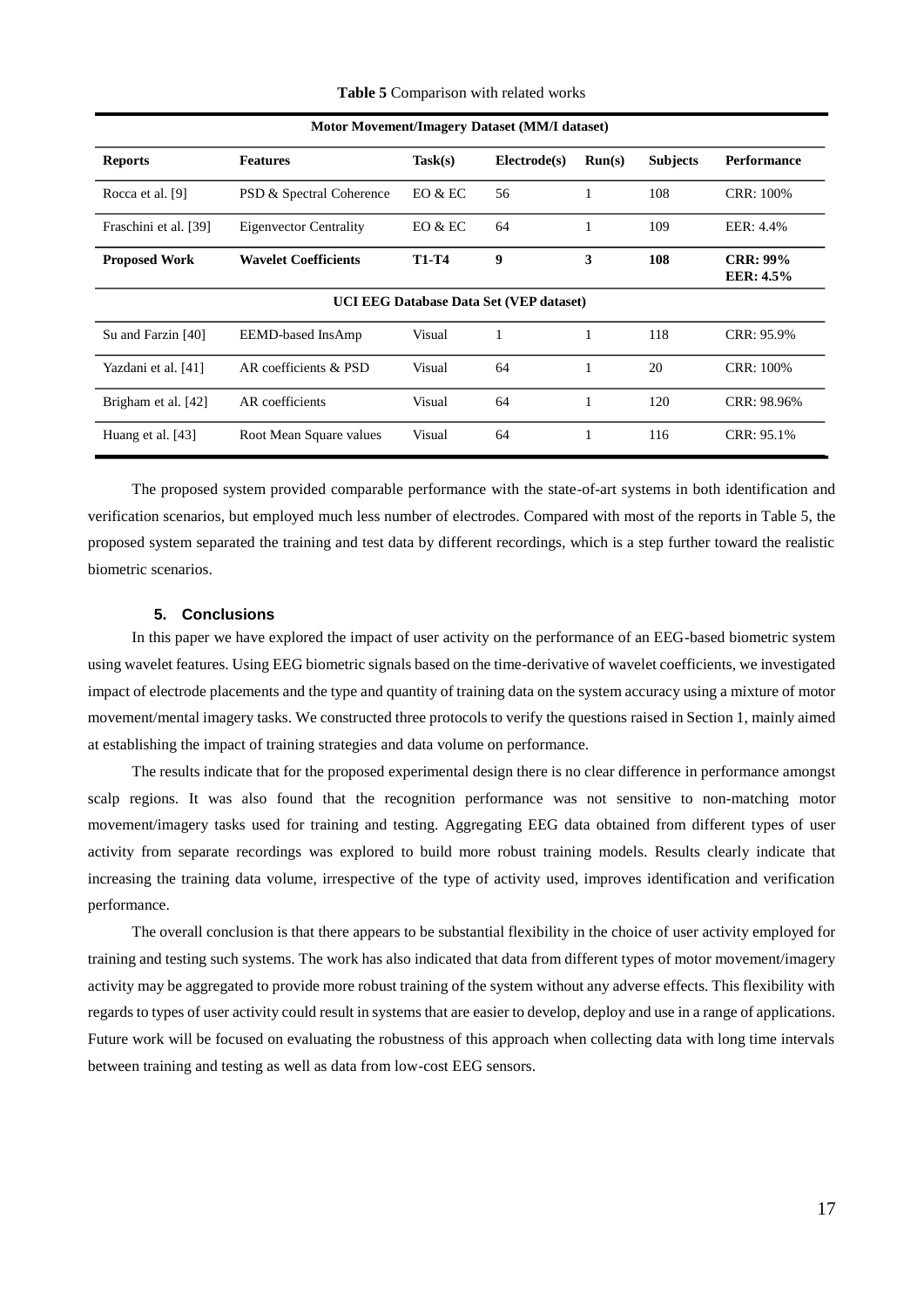**Table 5** Comparison with related works

| Motor Movement/Imagery Dataset (MM/I dataset) | | | | | | |
|---|---|---|---|---|---|---|
| **Reports** | **Features** | **Task(s)** | **Electrode(s)** | **Run(s)** | **Subjects** | **Performance** |
| Rocca et al. [9] | PSD & Spectral Coherence | EO & EC | 56 | 1 | 108 | CRR: 100% |
| Fraschini et al. [39] | Eigenvector Centrality | EO & EC | 64 | 1 | 109 | EER: 4.4% |
| **Proposed Work** | **Wavelet Coefficients** | **T1-T4** | **9** | **3** | **108** | **CRR: 99%** **EER: 4.5%** |
| **UCI EEG Database Data Set (VEP dataset)** | | | | | | |
| Su and Farzin [40] | EEMD-based InsAmp | Visual | 1 | 1 | 118 | CRR: 95.9% |
| Yazdani et al. [41] | AR coefficients & PSD | Visual | 64 | 1 | 20 | CRR: 100% |
| Brigham et al. [42] | AR coefficients | Visual | 64 | 1 | 120 | CRR: 98.96% |
| Huang et al. [43] | Root Mean Square values | Visual | 64 | 1 | 116 | CRR: 95.1% |

The proposed system provided comparable performance with the state-of-art systems in both identification and verification scenarios, but employed much less number of electrodes. Compared with most of the reports in Table 5, the proposed system separated the training and test data by different recordings, which is a step further toward the realistic biometric scenarios.

## 5. Conclusions

In this paper we have explored the impact of user activity on the performance of an EEG-based biometric system using wavelet features. Using EEG biometric signals based on the time-derivative of wavelet coefficients, we investigated impact of electrode placements and the type and quantity of training data on the system accuracy using a mixture of motor movement/mental imagery tasks. We constructed three protocols to verify the questions raised in Section 1, mainly aimed at establishing the impact of training strategies and data volume on performance.

The results indicate that for the proposed experimental design there is no clear difference in performance amongst scalp regions. It was also found that the recognition performance was not sensitive to non-matching motor movement/imagery tasks used for training and testing. Aggregating EEG data obtained from different types of user activity from separate recordings was explored to build more robust training models. Results clearly indicate that increasing the training data volume, irrespective of the type of activity used, improves identification and verification performance.

The overall conclusion is that there appears to be substantial flexibility in the choice of user activity employed for training and testing such systems. The work has also indicated that data from different types of motor movement/imagery activity may be aggregated to provide more robust training of the system without any adverse effects. This flexibility with regards to types of user activity could result in systems that are easier to develop, deploy and use in a range of applications. Future work will be focused on evaluating the robustness of this approach when collecting data with long time intervals between training and testing as well as data from low-cost EEG sensors.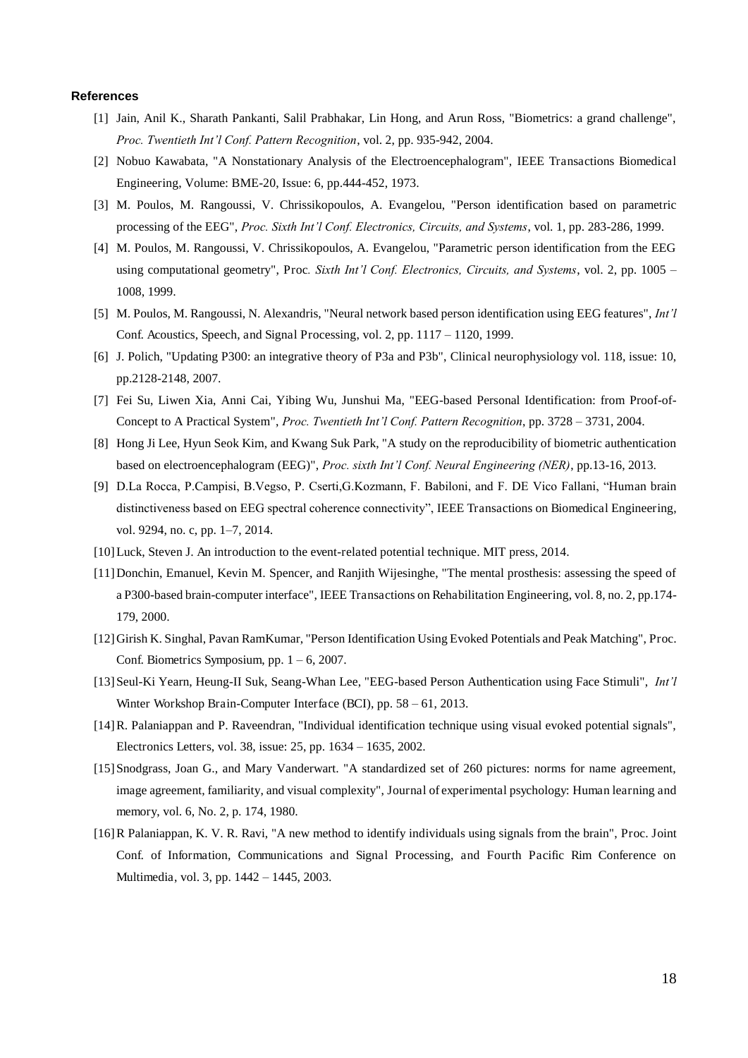**References**

[1] Jain, Anil K., Sharath Pankanti, Salil Prabhakar, Lin Hong, and Arun Ross, "Biometrics: a grand challenge", *Proc. Twentieth Int'l Conf. Pattern Recognition*, vol. 2, pp. 935-942, 2004.

[2] Nobuo Kawabata, "A Nonstationary Analysis of the Electroencephalogram", IEEE Transactions Biomedical Engineering, Volume: BME-20, Issue: 6, pp.444-452, 1973.

[3] M. Poulos, M. Rangoussi, V. Chrissikopoulos, A. Evangelou, "Person identification based on parametric processing of the EEG", *Proc. Sixth Int'l Conf. Electronics, Circuits, and Systems*, vol. 1, pp. 283-286, 1999.

[4] M. Poulos, M. Rangoussi, V. Chrissikopoulos, A. Evangelou, "Parametric person identification from the EEG using computational geometry", Proc*. Sixth Int'l Conf. Electronics, Circuits, and Systems*, vol. 2, pp. 1005 – 1008, 1999.

[5] M. Poulos, M. Rangoussi, N. Alexandris, "Neural network based person identification using EEG features", *Int'l* Conf. Acoustics, Speech, and Signal Processing, vol. 2, pp. 1117 – 1120, 1999.

[6] J. Polich, "Updating P300: an integrative theory of P3a and P3b", Clinical neurophysiology vol. 118, issue: 10, pp.2128-2148, 2007.

[7] Fei Su, Liwen Xia, Anni Cai, Yibing Wu, Junshui Ma, "EEG-based Personal Identification: from Proof-of-Concept to A Practical System", *Proc. Twentieth Int'l Conf. Pattern Recognition*, pp. 3728 – 3731, 2004.

[8] Hong Ji Lee, Hyun Seok Kim, and Kwang Suk Park, "A study on the reproducibility of biometric authentication based on electroencephalogram (EEG)", *Proc. sixth Int'l Conf. Neural Engineering (NER)*, pp.13-16, 2013.

[9] D.La Rocca, P.Campisi, B.Vegso, P. Cserti,G.Kozmann, F. Babiloni, and F. DE Vico Fallani, "Human brain distinctiveness based on EEG spectral coherence connectivity", IEEE Transactions on Biomedical Engineering, vol. 9294, no. c, pp. 1–7, 2014.

[10] Luck, Steven J. An introduction to the event-related potential technique. MIT press, 2014.

[11] Donchin, Emanuel, Kevin M. Spencer, and Ranjith Wijesinghe, "The mental prosthesis: assessing the speed of a P300-based brain-computer interface", IEEE Transactions on Rehabilitation Engineering, vol. 8, no. 2, pp.174-179, 2000.

[12] Girish K. Singhal, Pavan RamKumar, "Person Identification Using Evoked Potentials and Peak Matching", Proc. Conf. Biometrics Symposium, pp. 1 – 6, 2007.

[13] Seul-Ki Yearn, Heung-II Suk, Seang-Whan Lee, "EEG-based Person Authentication using Face Stimuli", *Int'l* Winter Workshop Brain-Computer Interface (BCI), pp. 58 – 61, 2013.

[14] R. Palaniappan and P. Raveendran, "Individual identification technique using visual evoked potential signals", Electronics Letters, vol. 38, issue: 25, pp. 1634 – 1635, 2002.

[15] Snodgrass, Joan G., and Mary Vanderwart. "A standardized set of 260 pictures: norms for name agreement, image agreement, familiarity, and visual complexity", Journal of experimental psychology: Human learning and memory, vol. 6, No. 2, p. 174, 1980.

[16] R Palaniappan, K. V. R. Ravi, "A new method to identify individuals using signals from the brain", Proc. Joint Conf. of Information, Communications and Signal Processing, and Fourth Pacific Rim Conference on Multimedia, vol. 3, pp. 1442 – 1445, 2003.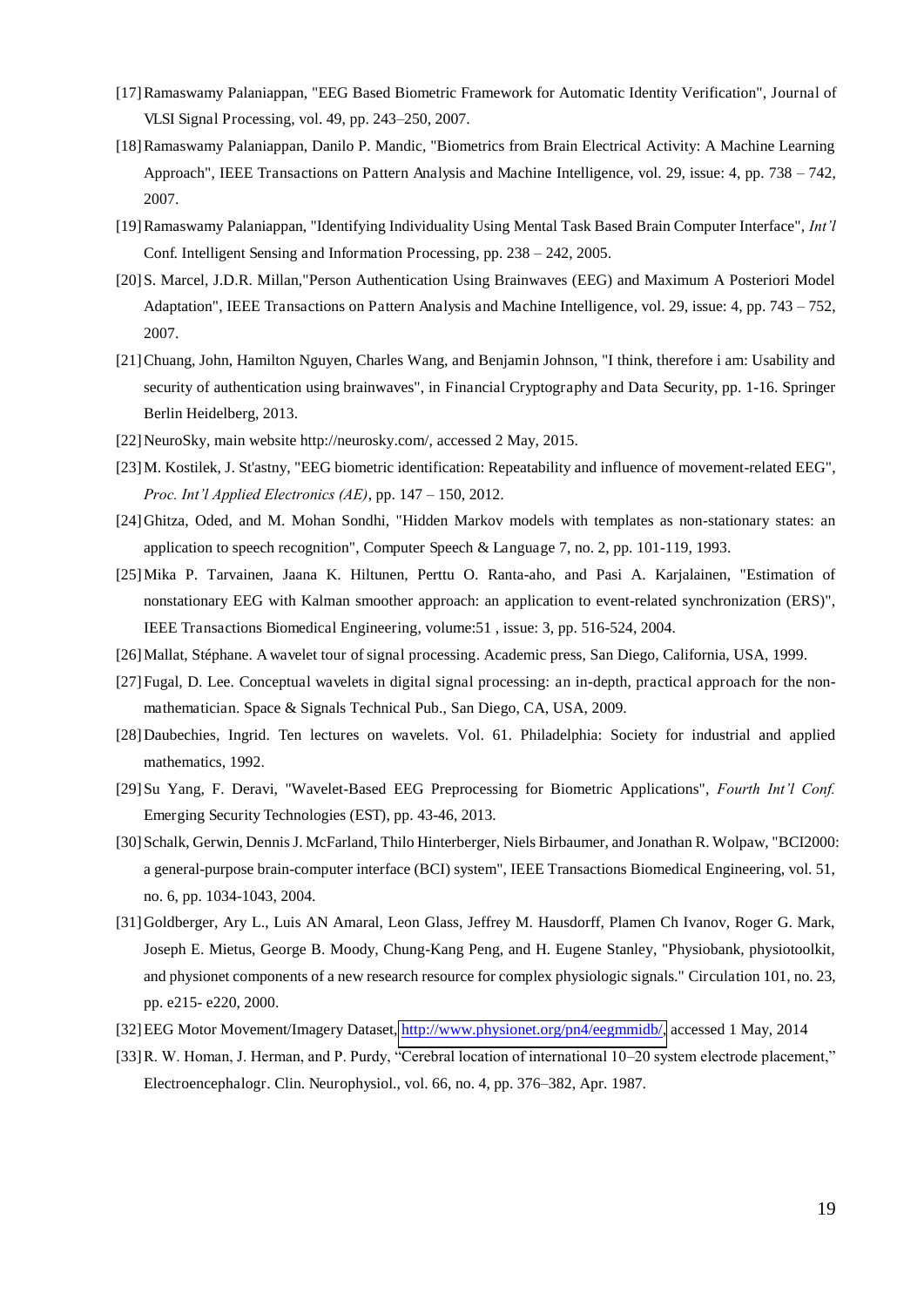[17] Ramaswamy Palaniappan, "EEG Based Biometric Framework for Automatic Identity Verification", Journal of VLSI Signal Processing, vol. 49, pp. 243–250, 2007.

[18] Ramaswamy Palaniappan, Danilo P. Mandic, "Biometrics from Brain Electrical Activity: A Machine Learning Approach", IEEE Transactions on Pattern Analysis and Machine Intelligence, vol. 29, issue: 4, pp. 738 – 742, 2007.

[19] Ramaswamy Palaniappan, "Identifying Individuality Using Mental Task Based Brain Computer Interface", *Int'l* Conf. Intelligent Sensing and Information Processing, pp. 238 – 242, 2005.

[20] S. Marcel, J.D.R. Millan,"Person Authentication Using Brainwaves (EEG) and Maximum A Posteriori Model Adaptation", IEEE Transactions on Pattern Analysis and Machine Intelligence, vol. 29, issue: 4, pp. 743 – 752, 2007.

[21] Chuang, John, Hamilton Nguyen, Charles Wang, and Benjamin Johnson, "I think, therefore i am: Usability and security of authentication using brainwaves", in Financial Cryptography and Data Security, pp. 1-16. Springer Berlin Heidelberg, 2013.

[22] NeuroSky, main website http://neurosky.com/, accessed 2 May, 2015.

[23] M. Kostilek, J. St'astny, "EEG biometric identification: Repeatability and influence of movement-related EEG", *Proc. Int'l Applied Electronics (AE)*, pp. 147 – 150, 2012.

[24] Ghitza, Oded, and M. Mohan Sondhi, "Hidden Markov models with templates as non-stationary states: an application to speech recognition", Computer Speech & Language 7, no. 2, pp. 101-119, 1993.

[25] Mika P. Tarvainen, Jaana K. Hiltunen, Perttu O. Ranta-aho, and Pasi A. Karjalainen, "Estimation of nonstationary EEG with Kalman smoother approach: an application to event-related synchronization (ERS)", IEEE Transactions Biomedical Engineering, volume:51 , issue: 3, pp. 516-524, 2004.

[26] Mallat, Stéphane. A wavelet tour of signal processing. Academic press, San Diego, California, USA, 1999.

[27] Fugal, D. Lee. Conceptual wavelets in digital signal processing: an in-depth, practical approach for the non-mathematician. Space & Signals Technical Pub., San Diego, CA, USA, 2009.

[28] Daubechies, Ingrid. Ten lectures on wavelets. Vol. 61. Philadelphia: Society for industrial and applied mathematics, 1992.

[29] Su Yang, F. Deravi, "Wavelet-Based EEG Preprocessing for Biometric Applications", *Fourth Int'l Conf.* Emerging Security Technologies (EST), pp. 43-46, 2013.

[30] Schalk, Gerwin, Dennis J. McFarland, Thilo Hinterberger, Niels Birbaumer, and Jonathan R. Wolpaw, "BCI2000: a general-purpose brain-computer interface (BCI) system", IEEE Transactions Biomedical Engineering, vol. 51, no. 6, pp. 1034-1043, 2004.

[31] Goldberger, Ary L., Luis AN Amaral, Leon Glass, Jeffrey M. Hausdorff, Plamen Ch Ivanov, Roger G. Mark, Joseph E. Mietus, George B. Moody, Chung-Kang Peng, and H. Eugene Stanley, "Physiobank, physiotoolkit, and physionet components of a new research resource for complex physiologic signals." Circulation 101, no. 23, pp. e215- e220, 2000.

[32] EEG Motor Movement/Imagery Dataset, http://www.physionet.org/pn4/eegmmidb/, accessed 1 May, 2014

[33] R. W. Homan, J. Herman, and P. Purdy, "Cerebral location of international 10–20 system electrode placement," Electroencephalogr. Clin. Neurophysiol., vol. 66, no. 4, pp. 376–382, Apr. 1987.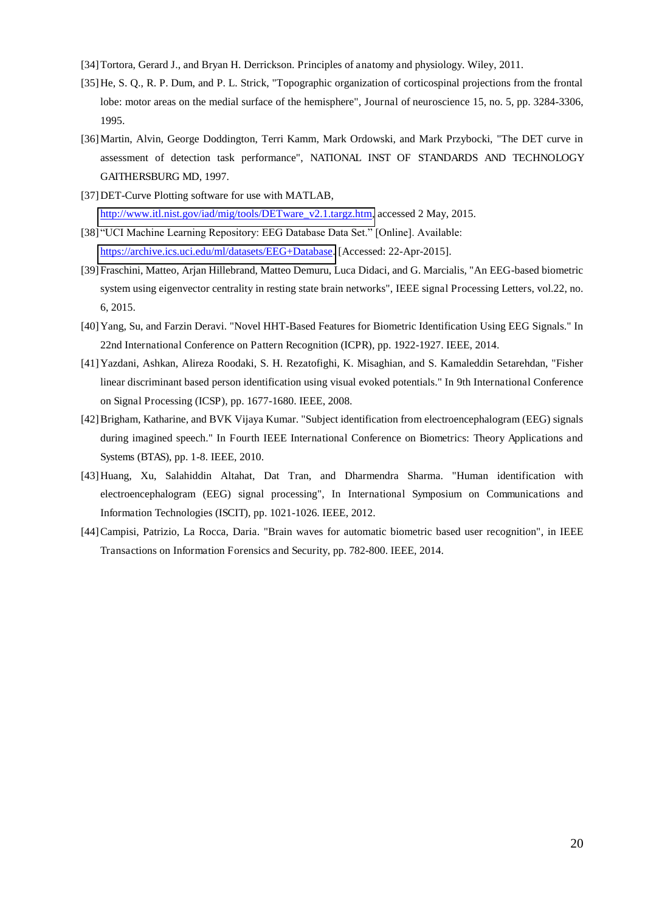[34] Tortora, Gerard J., and Bryan H. Derrickson. Principles of anatomy and physiology. Wiley, 2011.

[35] He, S. Q., R. P. Dum, and P. L. Strick, "Topographic organization of corticospinal projections from the frontal lobe: motor areas on the medial surface of the hemisphere", Journal of neuroscience 15, no. 5, pp. 3284-3306, 1995.

[36] Martin, Alvin, George Doddington, Terri Kamm, Mark Ordowski, and Mark Przybocki, "The DET curve in assessment of detection task performance", NATIONAL INST OF STANDARDS AND TECHNOLOGY GAITHERSBURG MD, 1997.

[37] DET-Curve Plotting software for use with MATLAB, http://www.itl.nist.gov/iad/mig/tools/DETware_v2.1.targz.htm, accessed 2 May, 2015.

[38] "UCI Machine Learning Repository: EEG Database Data Set." [Online]. Available: https://archive.ics.uci.edu/ml/datasets/EEG+Database. [Accessed: 22-Apr-2015].

[39] Fraschini, Matteo, Arjan Hillebrand, Matteo Demuru, Luca Didaci, and G. Marcialis, "An EEG-based biometric system using eigenvector centrality in resting state brain networks", IEEE signal Processing Letters, vol.22, no. 6, 2015.

[40] Yang, Su, and Farzin Deravi. "Novel HHT-Based Features for Biometric Identification Using EEG Signals." In 22nd International Conference on Pattern Recognition (ICPR), pp. 1922-1927. IEEE, 2014.

[41] Yazdani, Ashkan, Alireza Roodaki, S. H. Rezatofighi, K. Misaghian, and S. Kamaleddin Setarehdan, "Fisher linear discriminant based person identification using visual evoked potentials." In 9th International Conference on Signal Processing (ICSP), pp. 1677-1680. IEEE, 2008.

[42] Brigham, Katharine, and BVK Vijaya Kumar. "Subject identification from electroencephalogram (EEG) signals during imagined speech." In Fourth IEEE International Conference on Biometrics: Theory Applications and Systems (BTAS), pp. 1-8. IEEE, 2010.

[43] Huang, Xu, Salahiddin Altahat, Dat Tran, and Dharmendra Sharma. "Human identification with electroencephalogram (EEG) signal processing", In International Symposium on Communications and Information Technologies (ISCIT), pp. 1021-1026. IEEE, 2012.

[44] Campisi, Patrizio, La Rocca, Daria. "Brain waves for automatic biometric based user recognition", in IEEE Transactions on Information Forensics and Security, pp. 782-800. IEEE, 2014.